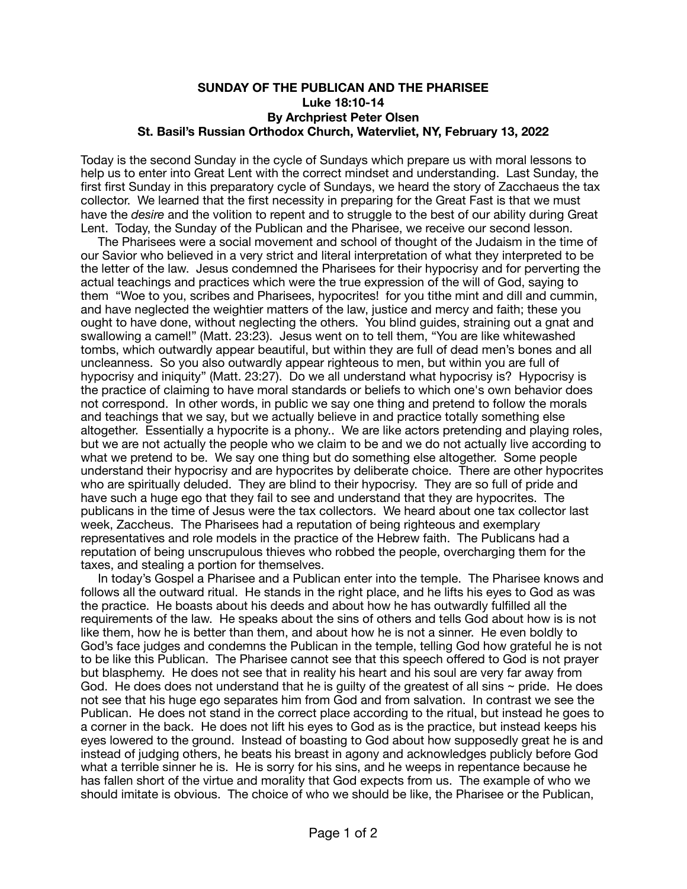# SUNDAY OF THE PUBLICAN AND THE PHARISEE
## Luke 18:10-14
## By Archpriest Peter Olsen
## St. Basil's Russian Orthodox Church, Watervliet, NY, February 13, 2022

Today is the second Sunday in the cycle of Sundays which prepare us with moral lessons to help us to enter into Great Lent with the correct mindset and understanding. Last Sunday, the first first Sunday in this preparatory cycle of Sundays, we heard the story of Zacchaeus the tax collector. We learned that the first necessity in preparing for the Great Fast is that we must have the *desire* and the volition to repent and to struggle to the best of our ability during Great Lent. Today, the Sunday of the Publican and the Pharisee, we receive our second lesson.

The Pharisees were a social movement and school of thought of the Judaism in the time of our Savior who believed in a very strict and literal interpretation of what they interpreted to be the letter of the law. Jesus condemned the Pharisees for their hypocrisy and for perverting the actual teachings and practices which were the true expression of the will of God, saying to them "Woe to you, scribes and Pharisees, hypocrites! for you tithe mint and dill and cummin, and have neglected the weightier matters of the law, justice and mercy and faith; these you ought to have done, without neglecting the others. You blind guides, straining out a gnat and swallowing a camel!" (Matt. 23:23). Jesus went on to tell them, "You are like whitewashed tombs, which outwardly appear beautiful, but within they are full of dead men's bones and all uncleanness. So you also outwardly appear righteous to men, but within you are full of hypocrisy and iniquity" (Matt. 23:27). Do we all understand what hypocrisy is? Hypocrisy is the practice of claiming to have moral standards or beliefs to which one's own behavior does not correspond. In other words, in public we say one thing and pretend to follow the morals and teachings that we say, but we actually believe in and practice totally something else altogether. Essentially a hypocrite is a phony.. We are like actors pretending and playing roles, but we are not actually the people who we claim to be and we do not actually live according to what we pretend to be. We say one thing but do something else altogether. Some people understand their hypocrisy and are hypocrites by deliberate choice. There are other hypocrites who are spiritually deluded. They are blind to their hypocrisy. They are so full of pride and have such a huge ego that they fail to see and understand that they are hypocrites. The publicans in the time of Jesus were the tax collectors. We heard about one tax collector last week, Zaccheus. The Pharisees had a reputation of being righteous and exemplary representatives and role models in the practice of the Hebrew faith. The Publicans had a reputation of being unscrupulous thieves who robbed the people, overcharging them for the taxes, and stealing a portion for themselves.

In today's Gospel a Pharisee and a Publican enter into the temple. The Pharisee knows and follows all the outward ritual. He stands in the right place, and he lifts his eyes to God as was the practice. He boasts about his deeds and about how he has outwardly fulfilled all the requirements of the law. He speaks about the sins of others and tells God about how is is not like them, how he is better than them, and about how he is not a sinner. He even boldly to God's face judges and condemns the Publican in the temple, telling God how grateful he is not to be like this Publican. The Pharisee cannot see that this speech offered to God is not prayer but blasphemy. He does not see that in reality his heart and his soul are very far away from God. He does does not understand that he is guilty of the greatest of all sins ~ pride. He does not see that his huge ego separates him from God and from salvation. In contrast we see the Publican. He does not stand in the correct place according to the ritual, but instead he goes to a corner in the back. He does not lift his eyes to God as is the practice, but instead keeps his eyes lowered to the ground. Instead of boasting to God about how supposedly great he is and instead of judging others, he beats his breast in agony and acknowledges publicly before God what a terrible sinner he is. He is sorry for his sins, and he weeps in repentance because he has fallen short of the virtue and morality that God expects from us. The example of who we should imitate is obvious. The choice of who we should be like, the Pharisee or the Publican,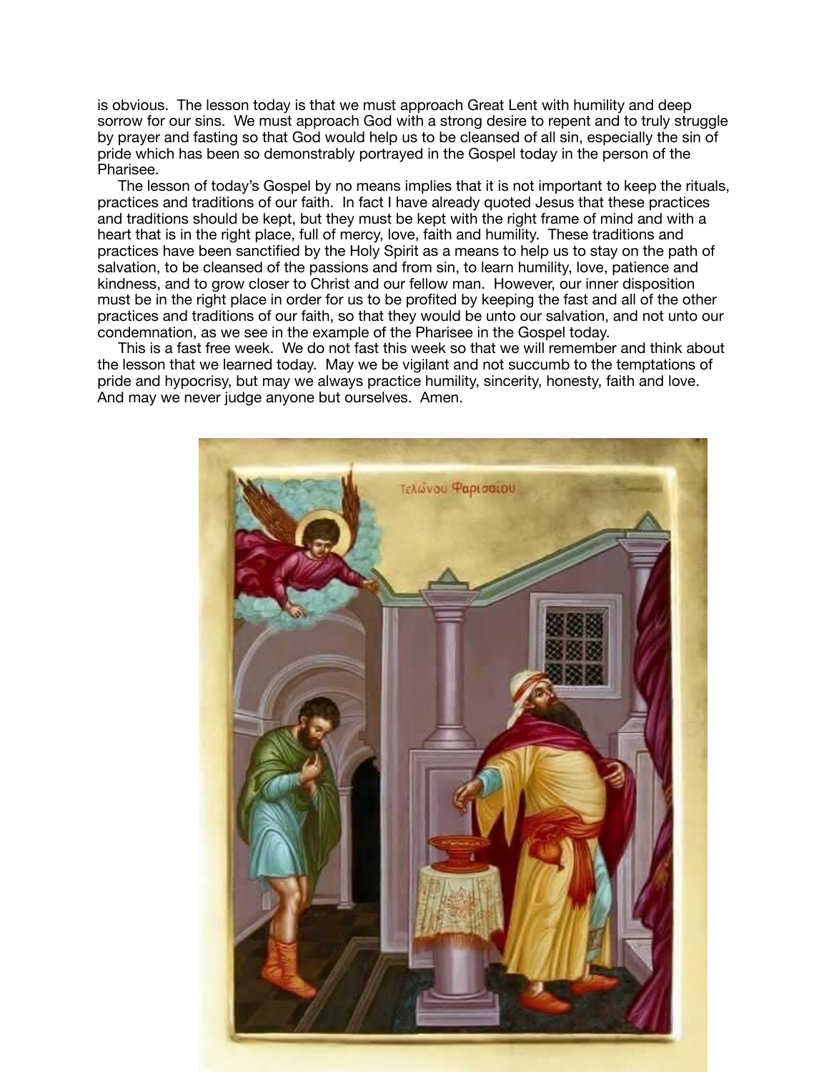is obvious. The lesson today is that we must approach Great Lent with humility and deep sorrow for our sins. We must approach God with a strong desire to repent and to truly struggle by prayer and fasting so that God would help us to be cleansed of all sin, especially the sin of pride which has been so demonstrably portrayed in the Gospel today in the person of the Pharisee.

The lesson of today's Gospel by no means implies that it is not important to keep the rituals, practices and traditions of our faith. In fact I have already quoted Jesus that these practices and traditions should be kept, but they must be kept with the right frame of mind and with a heart that is in the right place, full of mercy, love, faith and humility. These traditions and practices have been sanctified by the Holy Spirit as a means to help us to stay on the path of salvation, to be cleansed of the passions and from sin, to learn humility, love, patience and kindness, and to grow closer to Christ and our fellow man. However, our inner disposition must be in the right place in order for us to be profited by keeping the fast and all of the other practices and traditions of our faith, so that they would be unto our salvation, and not unto our condemnation, as we see in the example of the Pharisee in the Gospel today.

This is a fast free week. We do not fast this week so that we will remember and think about the lesson that we learned today. May we be vigilant and not succumb to the temptations of pride and hypocrisy, but may we always practice humility, sincerity, honesty, faith and love. And may we never judge anyone but ourselves. Amen.